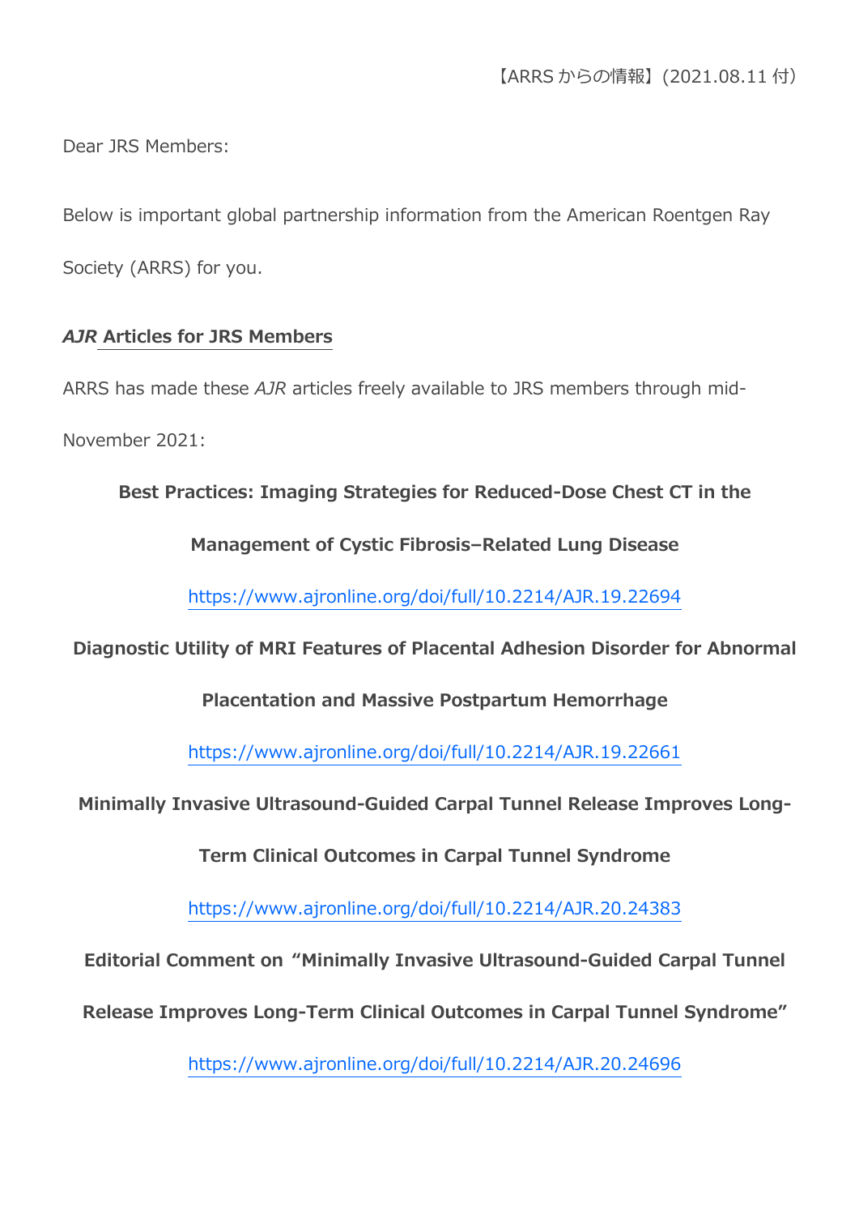【ARRS からの情報】（2021.08.11 付）

Dear JRS Members:

Below is important global partnership information from the American Roentgen Ray Society (ARRS) for you.

***AJR* Articles for JRS Members**

ARRS has made these *AJR* articles freely available to JRS members through mid-November 2021:

**Best Practices: Imaging Strategies for Reduced-Dose Chest CT in the Management of Cystic Fibrosis–Related Lung Disease**

https://www.ajronline.org/doi/full/10.2214/AJR.19.22694

**Diagnostic Utility of MRI Features of Placental Adhesion Disorder for Abnormal Placentation and Massive Postpartum Hemorrhage**

https://www.ajronline.org/doi/full/10.2214/AJR.19.22661

**Minimally Invasive Ultrasound-Guided Carpal Tunnel Release Improves Long-Term Clinical Outcomes in Carpal Tunnel Syndrome**

https://www.ajronline.org/doi/full/10.2214/AJR.20.24383

**Editorial Comment on "Minimally Invasive Ultrasound-Guided Carpal Tunnel Release Improves Long-Term Clinical Outcomes in Carpal Tunnel Syndrome"**

https://www.ajronline.org/doi/full/10.2214/AJR.20.24696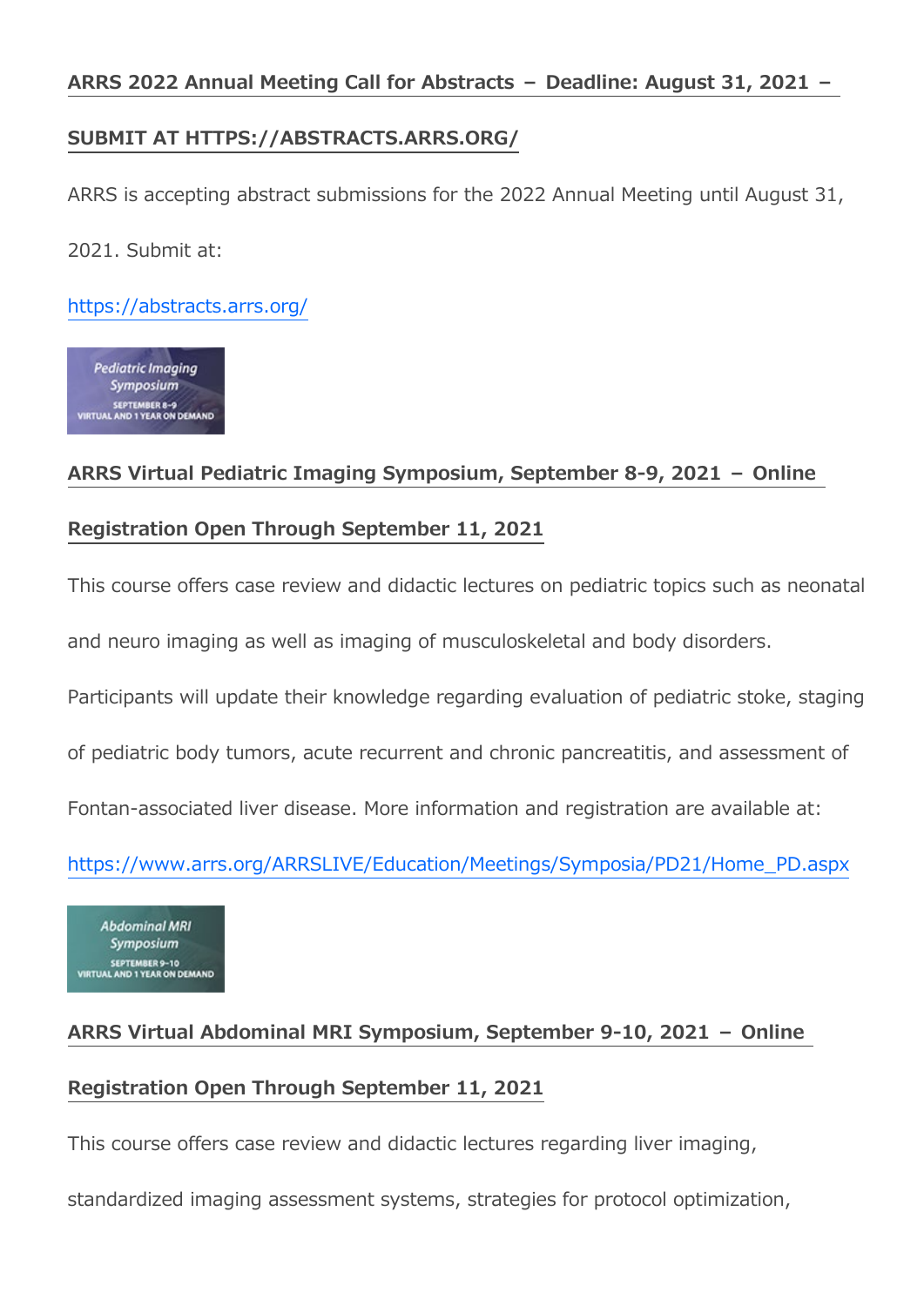**ARRS 2022 Annual Meeting Call for Abstracts – Deadline: August 31, 2021 – SUBMIT AT HTTPS://ABSTRACTS.ARRS.ORG/**

ARRS is accepting abstract submissions for the 2022 Annual Meeting until August 31, 2021. Submit at:

https://abstracts.arrs.org/

**ARRS Virtual Pediatric Imaging Symposium, September 8-9, 2021 – Online Registration Open Through September 11, 2021**

This course offers case review and didactic lectures on pediatric topics such as neonatal and neuro imaging as well as imaging of musculoskeletal and body disorders. Participants will update their knowledge regarding evaluation of pediatric stoke, staging of pediatric body tumors, acute recurrent and chronic pancreatitis, and assessment of Fontan-associated liver disease. More information and registration are available at:

https://www.arrs.org/ARRSLIVE/Education/Meetings/Symposia/PD21/Home_PD.aspx

**ARRS Virtual Abdominal MRI Symposium, September 9-10, 2021 – Online Registration Open Through September 11, 2021**

This course offers case review and didactic lectures regarding liver imaging, standardized imaging assessment systems, strategies for protocol optimization,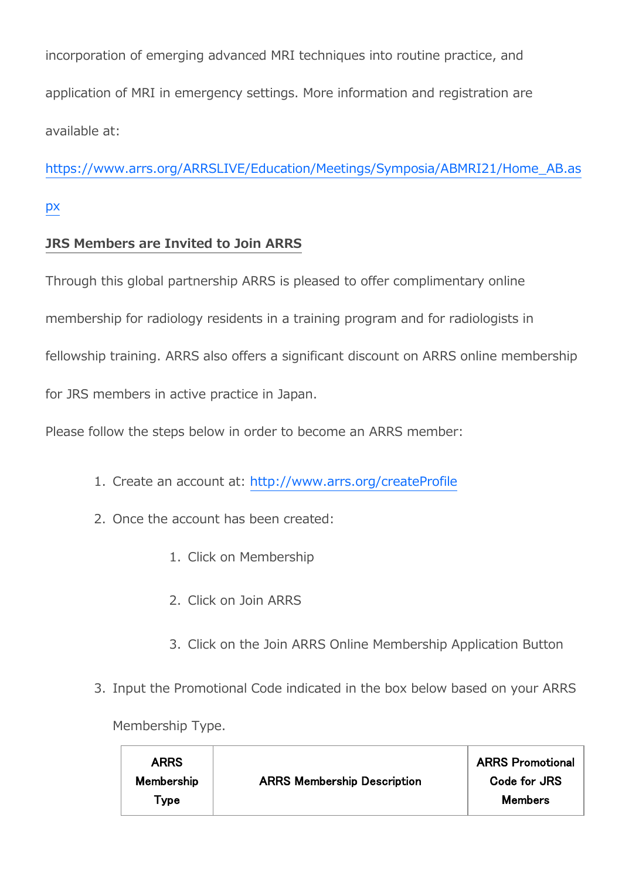incorporation of emerging advanced MRI techniques into routine practice, and application of MRI in emergency settings. More information and registration are available at:

https://www.arrs.org/ARRSLIVE/Education/Meetings/Symposia/ABMRI21/Home_AB.aspx

**JRS Members are Invited to Join ARRS**

Through this global partnership ARRS is pleased to offer complimentary online membership for radiology residents in a training program and for radiologists in fellowship training. ARRS also offers a significant discount on ARRS online membership for JRS members in active practice in Japan.

Please follow the steps below in order to become an ARRS member:

1. Create an account at: http://www.arrs.org/createProfile
2. Once the account has been created:
   1. Click on Membership
   2. Click on Join ARRS
   3. Click on the Join ARRS Online Membership Application Button
3. Input the Promotional Code indicated in the box below based on your ARRS Membership Type.

| ARRS Membership Type | ARRS Membership Description | ARRS Promotional Code for JRS Members |
|---|---|---|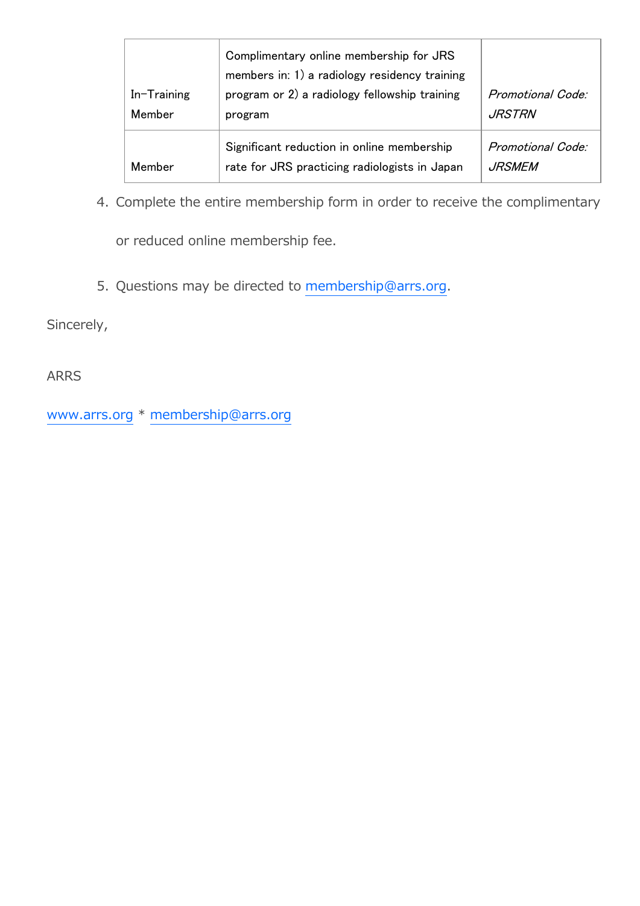| | | |
|---|---|---|
| In-Training Member | Complimentary online membership for JRS members in: 1) a radiology residency training program or 2) a radiology fellowship training program | *Promotional Code: JRSTRN* |
| Member | Significant reduction in online membership rate for JRS practicing radiologists in Japan | *Promotional Code: JRSMEM* |

4. Complete the entire membership form in order to receive the complimentary or reduced online membership fee.

5. Questions may be directed to membership@arrs.org.

Sincerely,

ARRS

www.arrs.org * membership@arrs.org